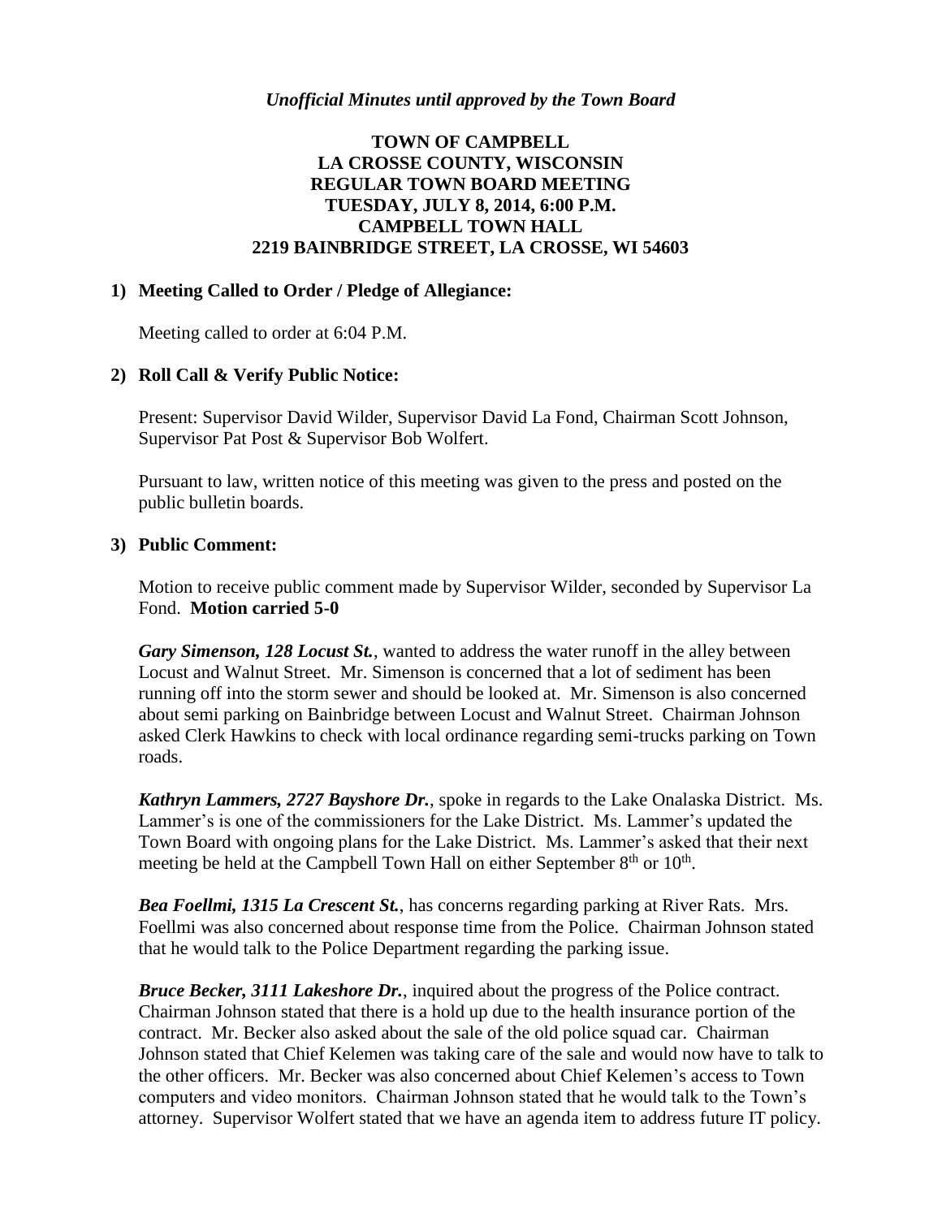*Unofficial Minutes until approved by the Town Board*

**TOWN OF CAMPBELL**
**LA CROSSE COUNTY, WISCONSIN**
**REGULAR TOWN BOARD MEETING**
**TUESDAY, JULY 8, 2014, 6:00 P.M.**
**CAMPBELL TOWN HALL**
**2219 BAINBRIDGE STREET, LA CROSSE, WI 54603**

**1) Meeting Called to Order / Pledge of Allegiance:**

Meeting called to order at 6:04 P.M.

**2) Roll Call & Verify Public Notice:**

Present: Supervisor David Wilder, Supervisor David La Fond, Chairman Scott Johnson, Supervisor Pat Post & Supervisor Bob Wolfert.

Pursuant to law, written notice of this meeting was given to the press and posted on the public bulletin boards.

**3) Public Comment:**

Motion to receive public comment made by Supervisor Wilder, seconded by Supervisor La Fond. **Motion carried 5-0**

***Gary Simenson, 128 Locust St.***, wanted to address the water runoff in the alley between Locust and Walnut Street. Mr. Simenson is concerned that a lot of sediment has been running off into the storm sewer and should be looked at. Mr. Simenson is also concerned about semi parking on Bainbridge between Locust and Walnut Street. Chairman Johnson asked Clerk Hawkins to check with local ordinance regarding semi-trucks parking on Town roads.

***Kathryn Lammers, 2727 Bayshore Dr.***, spoke in regards to the Lake Onalaska District. Ms. Lammer's is one of the commissioners for the Lake District. Ms. Lammer's updated the Town Board with ongoing plans for the Lake District. Ms. Lammer's asked that their next meeting be held at the Campbell Town Hall on either September 8th or 10th.

***Bea Foellmi, 1315 La Crescent St.***, has concerns regarding parking at River Rats. Mrs. Foellmi was also concerned about response time from the Police. Chairman Johnson stated that he would talk to the Police Department regarding the parking issue.

***Bruce Becker, 3111 Lakeshore Dr.***, inquired about the progress of the Police contract. Chairman Johnson stated that there is a hold up due to the health insurance portion of the contract. Mr. Becker also asked about the sale of the old police squad car. Chairman Johnson stated that Chief Kelemen was taking care of the sale and would now have to talk to the other officers. Mr. Becker was also concerned about Chief Kelemen's access to Town computers and video monitors. Chairman Johnson stated that he would talk to the Town's attorney. Supervisor Wolfert stated that we have an agenda item to address future IT policy.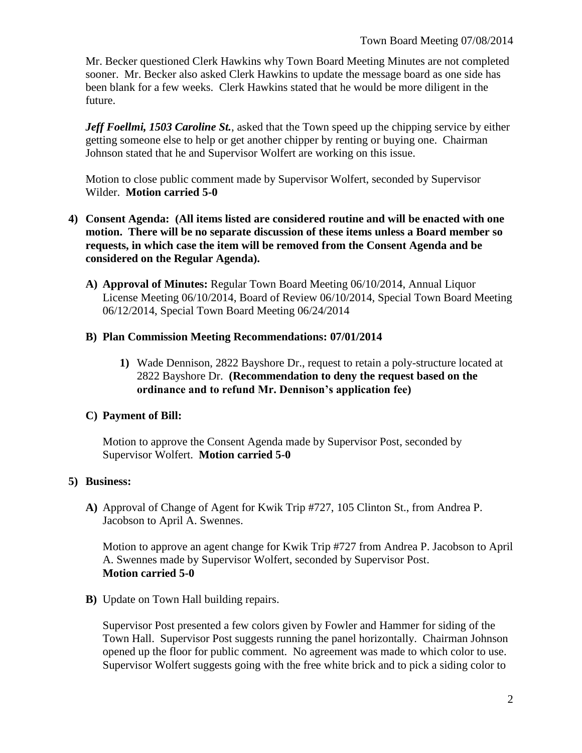Mr. Becker questioned Clerk Hawkins why Town Board Meeting Minutes are not completed sooner. Mr. Becker also asked Clerk Hawkins to update the message board as one side has been blank for a few weeks. Clerk Hawkins stated that he would be more diligent in the future.

***Jeff Foellmi, 1503 Caroline St.***, asked that the Town speed up the chipping service by either getting someone else to help or get another chipper by renting or buying one. Chairman Johnson stated that he and Supervisor Wolfert are working on this issue.

Motion to close public comment made by Supervisor Wolfert, seconded by Supervisor Wilder. **Motion carried 5-0**

4) **Consent Agenda: (All items listed are considered routine and will be enacted with one motion. There will be no separate discussion of these items unless a Board member so requests, in which case the item will be removed from the Consent Agenda and be considered on the Regular Agenda).**

   A) **Approval of Minutes:** Regular Town Board Meeting 06/10/2014, Annual Liquor License Meeting 06/10/2014, Board of Review 06/10/2014, Special Town Board Meeting 06/12/2014, Special Town Board Meeting 06/24/2014

   B) **Plan Commission Meeting Recommendations: 07/01/2014**

      1) Wade Dennison, 2822 Bayshore Dr., request to retain a poly-structure located at 2822 Bayshore Dr. **(Recommendation to deny the request based on the ordinance and to refund Mr. Dennison's application fee)**

   C) **Payment of Bill:**

   Motion to approve the Consent Agenda made by Supervisor Post, seconded by Supervisor Wolfert. **Motion carried 5-0**

5) **Business:**

   A) Approval of Change of Agent for Kwik Trip #727, 105 Clinton St., from Andrea P. Jacobson to April A. Swennes.

   Motion to approve an agent change for Kwik Trip #727 from Andrea P. Jacobson to April A. Swennes made by Supervisor Wolfert, seconded by Supervisor Post.
   **Motion carried 5-0**

   B) Update on Town Hall building repairs.

   Supervisor Post presented a few colors given by Fowler and Hammer for siding of the Town Hall. Supervisor Post suggests running the panel horizontally. Chairman Johnson opened up the floor for public comment. No agreement was made to which color to use. Supervisor Wolfert suggests going with the free white brick and to pick a siding color to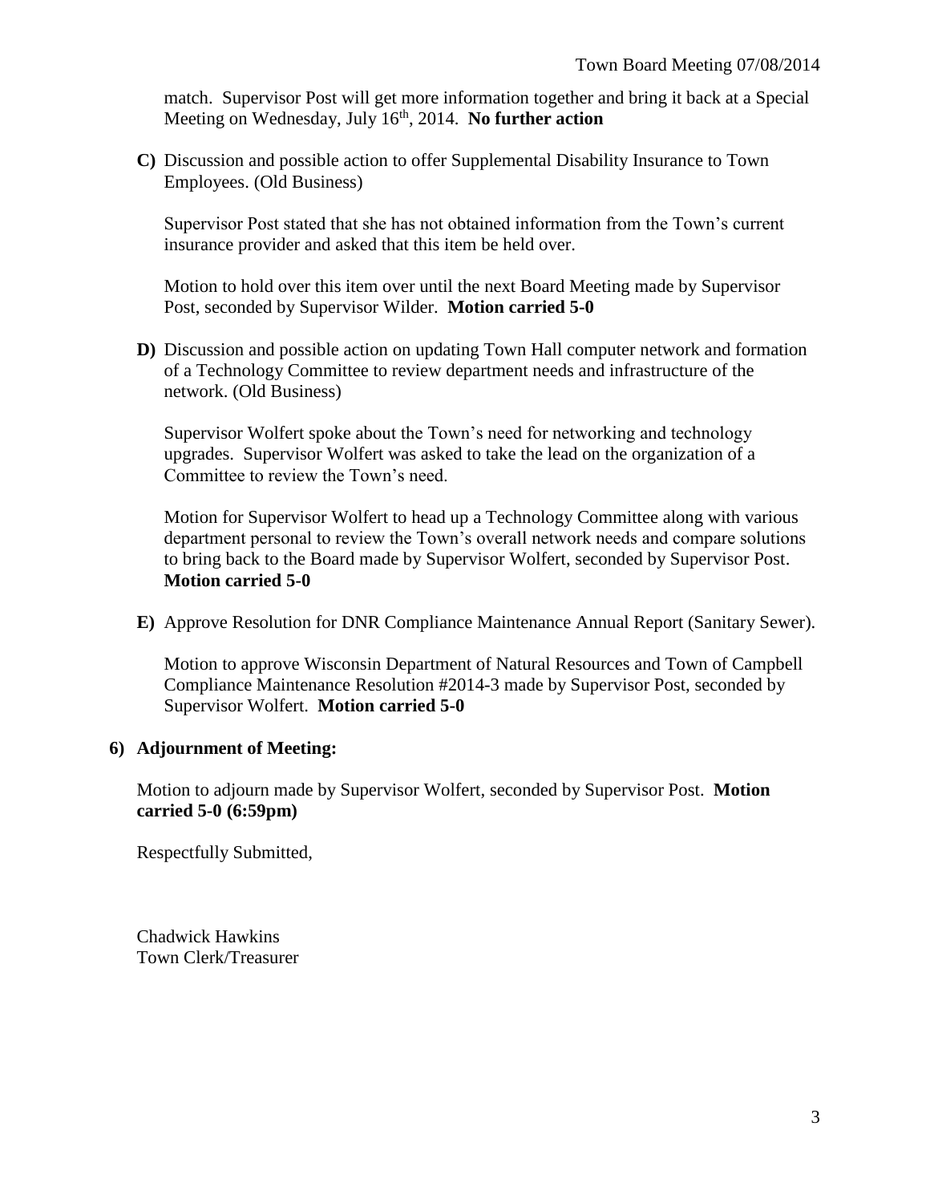match. Supervisor Post will get more information together and bring it back at a Special Meeting on Wednesday, July 16th, 2014. **No further action**

**C)** Discussion and possible action to offer Supplemental Disability Insurance to Town Employees. (Old Business)

Supervisor Post stated that she has not obtained information from the Town's current insurance provider and asked that this item be held over.

Motion to hold over this item over until the next Board Meeting made by Supervisor Post, seconded by Supervisor Wilder. **Motion carried 5-0**

**D)** Discussion and possible action on updating Town Hall computer network and formation of a Technology Committee to review department needs and infrastructure of the network. (Old Business)

Supervisor Wolfert spoke about the Town's need for networking and technology upgrades. Supervisor Wolfert was asked to take the lead on the organization of a Committee to review the Town's need.

Motion for Supervisor Wolfert to head up a Technology Committee along with various department personal to review the Town's overall network needs and compare solutions to bring back to the Board made by Supervisor Wolfert, seconded by Supervisor Post. **Motion carried 5-0**

**E)** Approve Resolution for DNR Compliance Maintenance Annual Report (Sanitary Sewer).

Motion to approve Wisconsin Department of Natural Resources and Town of Campbell Compliance Maintenance Resolution #2014-3 made by Supervisor Post, seconded by Supervisor Wolfert. **Motion carried 5-0**

**6) Adjournment of Meeting:**

Motion to adjourn made by Supervisor Wolfert, seconded by Supervisor Post. **Motion carried 5-0 (6:59pm)**

Respectfully Submitted,

Chadwick Hawkins
Town Clerk/Treasurer